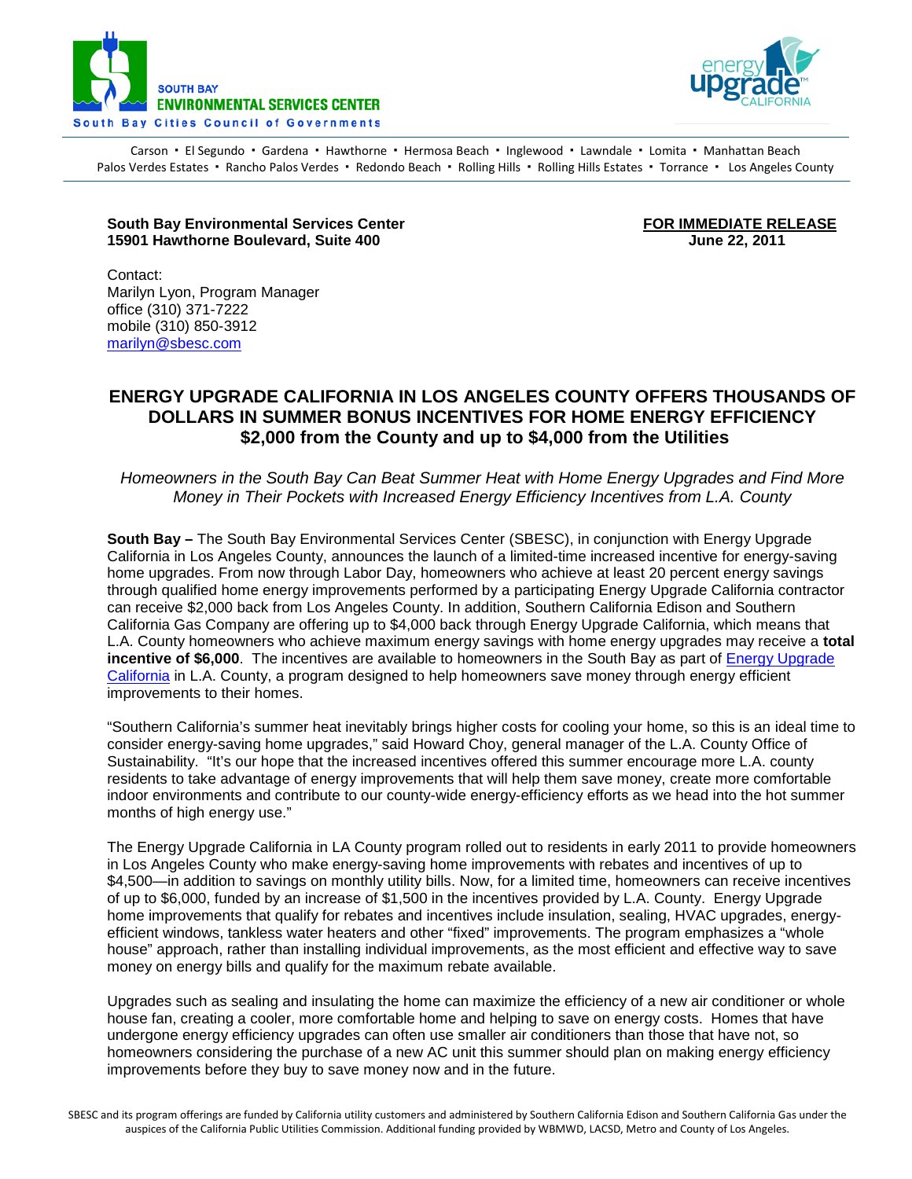SOUTH BAY
ENVIRONMENTAL SERVICES CENTER
South Bay Cities Council of Governments

energy upgrade CALIFORNIA™

Carson ▪ El Segundo ▪ Gardena ▪ Hawthorne ▪ Hermosa Beach ▪ Inglewood ▪ Lawndale ▪ Lomita ▪ Manhattan Beach
Palos Verdes Estates ▪ Rancho Palos Verdes ▪ Redondo Beach ▪ Rolling Hills ▪ Rolling Hills Estates ▪ Torrance ▪ Los Angeles County

**South Bay Environmental Services Center**
**15901 Hawthorne Boulevard, Suite 400**

**FOR IMMEDIATE RELEASE**
**June 22, 2011**

Contact:
Marilyn Lyon, Program Manager
office (310) 371-7222
mobile (310) 850-3912
marilyn@sbesc.com

## ENERGY UPGRADE CALIFORNIA IN LOS ANGELES COUNTY OFFERS THOUSANDS OF DOLLARS IN SUMMER BONUS INCENTIVES FOR HOME ENERGY EFFICIENCY
## $2,000 from the County and up to $4,000 from the Utilities

*Homeowners in the South Bay Can Beat Summer Heat with Home Energy Upgrades and Find More Money in Their Pockets with Increased Energy Efficiency Incentives from L.A. County*

**South Bay –** The South Bay Environmental Services Center (SBESC), in conjunction with Energy Upgrade California in Los Angeles County, announces the launch of a limited-time increased incentive for energy-saving home upgrades. From now through Labor Day, homeowners who achieve at least 20 percent energy savings through qualified home energy improvements performed by a participating Energy Upgrade California contractor can receive $2,000 back from Los Angeles County. In addition, Southern California Edison and Southern California Gas Company are offering up to $4,000 back through Energy Upgrade California, which means that L.A. County homeowners who achieve maximum energy savings with home energy upgrades may receive a **total incentive of $6,000**. The incentives are available to homeowners in the South Bay as part of Energy Upgrade California in L.A. County, a program designed to help homeowners save money through energy efficient improvements to their homes.

"Southern California's summer heat inevitably brings higher costs for cooling your home, so this is an ideal time to consider energy-saving home upgrades," said Howard Choy, general manager of the L.A. County Office of Sustainability. "It's our hope that the increased incentives offered this summer encourage more L.A. county residents to take advantage of energy improvements that will help them save money, create more comfortable indoor environments and contribute to our county-wide energy-efficiency efforts as we head into the hot summer months of high energy use."

The Energy Upgrade California in LA County program rolled out to residents in early 2011 to provide homeowners in Los Angeles County who make energy-saving home improvements with rebates and incentives of up to $4,500—in addition to savings on monthly utility bills. Now, for a limited time, homeowners can receive incentives of up to $6,000, funded by an increase of $1,500 in the incentives provided by L.A. County. Energy Upgrade home improvements that qualify for rebates and incentives include insulation, sealing, HVAC upgrades, energy-efficient windows, tankless water heaters and other "fixed" improvements. The program emphasizes a "whole house" approach, rather than installing individual improvements, as the most efficient and effective way to save money on energy bills and qualify for the maximum rebate available.

Upgrades such as sealing and insulating the home can maximize the efficiency of a new air conditioner or whole house fan, creating a cooler, more comfortable home and helping to save on energy costs. Homes that have undergone energy efficiency upgrades can often use smaller air conditioners than those that have not, so homeowners considering the purchase of a new AC unit this summer should plan on making energy efficiency improvements before they buy to save money now and in the future.

SBESC and its program offerings are funded by California utility customers and administered by Southern California Edison and Southern California Gas under the auspices of the California Public Utilities Commission. Additional funding provided by WBMWD, LACSD, Metro and County of Los Angeles.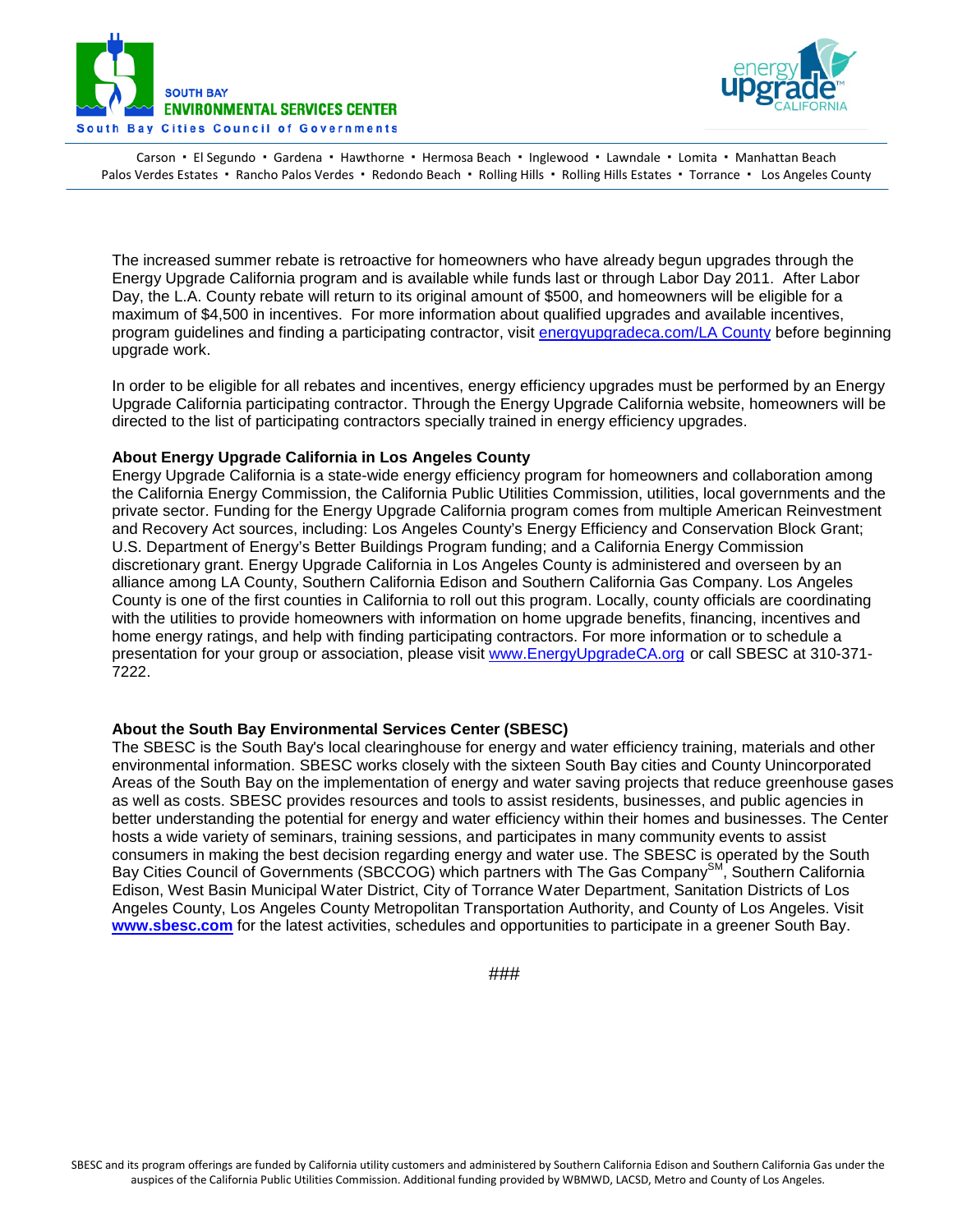The increased summer rebate is retroactive for homeowners who have already begun upgrades through the Energy Upgrade California program and is available while funds last or through Labor Day 2011. After Labor Day, the L.A. County rebate will return to its original amount of $500, and homeowners will be eligible for a maximum of $4,500 in incentives. For more information about qualified upgrades and available incentives, program guidelines and finding a participating contractor, visit energyupgradeca.com/LA County before beginning upgrade work.

In order to be eligible for all rebates and incentives, energy efficiency upgrades must be performed by an Energy Upgrade California participating contractor. Through the Energy Upgrade California website, homeowners will be directed to the list of participating contractors specially trained in energy efficiency upgrades.

**About Energy Upgrade California in Los Angeles County**

Energy Upgrade California is a state-wide energy efficiency program for homeowners and collaboration among the California Energy Commission, the California Public Utilities Commission, utilities, local governments and the private sector. Funding for the Energy Upgrade California program comes from multiple American Reinvestment and Recovery Act sources, including: Los Angeles County's Energy Efficiency and Conservation Block Grant; U.S. Department of Energy's Better Buildings Program funding; and a California Energy Commission discretionary grant. Energy Upgrade California in Los Angeles County is administered and overseen by an alliance among LA County, Southern California Edison and Southern California Gas Company. Los Angeles County is one of the first counties in California to roll out this program. Locally, county officials are coordinating with the utilities to provide homeowners with information on home upgrade benefits, financing, incentives and home energy ratings, and help with finding participating contractors. For more information or to schedule a presentation for your group or association, please visit www.EnergyUpgradeCA.org or call SBESC at 310-371-7222.

**About the South Bay Environmental Services Center (SBESC)**

The SBESC is the South Bay's local clearinghouse for energy and water efficiency training, materials and other environmental information. SBESC works closely with the sixteen South Bay cities and County Unincorporated Areas of the South Bay on the implementation of energy and water saving projects that reduce greenhouse gases as well as costs. SBESC provides resources and tools to assist residents, businesses, and public agencies in better understanding the potential for energy and water efficiency within their homes and businesses. The Center hosts a wide variety of seminars, training sessions, and participates in many community events to assist consumers in making the best decision regarding energy and water use. The SBESC is operated by the South Bay Cities Council of Governments (SBCCOG) which partners with The Gas Company[SM], Southern California Edison, West Basin Municipal Water District, City of Torrance Water Department, Sanitation Districts of Los Angeles County, Los Angeles County Metropolitan Transportation Authority, and County of Los Angeles. Visit **www.sbesc.com** for the latest activities, schedules and opportunities to participate in a greener South Bay.

###